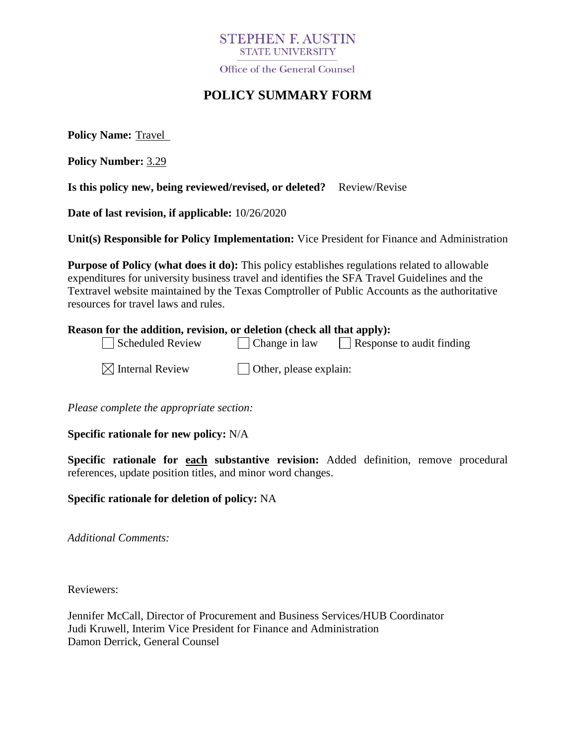STEPHEN F. AUSTIN
STATE UNIVERSITY

Office of the General Counsel

# POLICY SUMMARY FORM

**Policy Name:** Travel

**Policy Number:** 3.29

**Is this policy new, being reviewed/revised, or deleted?** Review/Revise

**Date of last revision, if applicable:** 10/26/2020

**Unit(s) Responsible for Policy Implementation:** Vice President for Finance and Administration

**Purpose of Policy (what does it do):** This policy establishes regulations related to allowable expenditures for university business travel and identifies the SFA Travel Guidelines and the Textravel website maintained by the Texas Comptroller of Public Accounts as the authoritative resources for travel laws and rules.

**Reason for the addition, revision, or deletion (check all that apply):**

- ☐ Scheduled Review
- ☐ Change in law
- ☐ Response to audit finding
- ☒ Internal Review
- ☐ Other, please explain:

*Please complete the appropriate section:*

**Specific rationale for new policy:** N/A

**Specific rationale for each substantive revision:** Added definition, remove procedural references, update position titles, and minor word changes.

**Specific rationale for deletion of policy:** NA

*Additional Comments:*

Reviewers:

Jennifer McCall, Director of Procurement and Business Services/HUB Coordinator
Judi Kruwell, Interim Vice President for Finance and Administration
Damon Derrick, General Counsel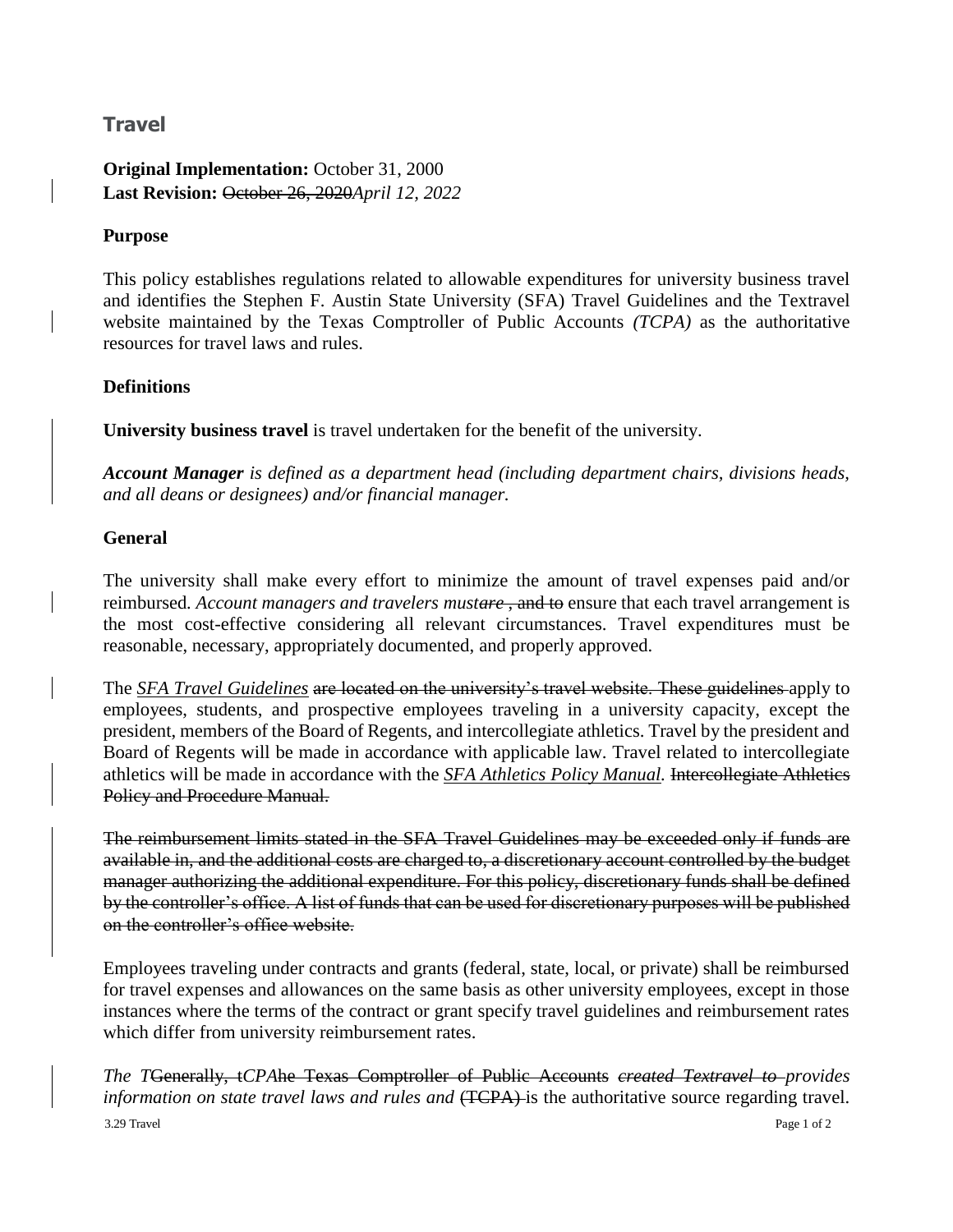## Travel

**Original Implementation:** October 31, 2000
**Last Revision:** ~~October 26, 2020~~*April 12, 2022*

### Purpose

This policy establishes regulations related to allowable expenditures for university business travel and identifies the Stephen F. Austin State University (SFA) Travel Guidelines and the Textravel website maintained by the Texas Comptroller of Public Accounts *(TCPA)* as the authoritative resources for travel laws and rules.

### Definitions

**University business travel** is travel undertaken for the benefit of the university.

***Account Manager*** *is defined as a department head (including department chairs, divisions heads, and all deans or designees) and/or financial manager.*

### General

The university shall make every effort to minimize the amount of travel expenses paid and/or reimbursed. *Account managers and travelers must*~~*are*~~ ~~, and to~~ ensure that each travel arrangement is the most cost-effective considering all relevant circumstances. Travel expenditures must be reasonable, necessary, appropriately documented, and properly approved.

The ***SFA Travel Guidelines*** ~~are located on the university's travel website. These guidelines~~ apply to employees, students, and prospective employees traveling in a university capacity, except the president, members of the Board of Regents, and intercollegiate athletics. Travel by the president and Board of Regents will be made in accordance with applicable law. Travel related to intercollegiate athletics will be made in accordance with the ***SFA Athletics Policy Manual***. ~~Intercollegiate Athletics Policy and Procedure Manual.~~

~~The reimbursement limits stated in the SFA Travel Guidelines may be exceeded only if funds are available in, and the additional costs are charged to, a discretionary account controlled by the budget manager authorizing the additional expenditure. For this policy, discretionary funds shall be defined by the controller's office. A list of funds that can be used for discretionary purposes will be published on the controller's office website.~~

Employees traveling under contracts and grants (federal, state, local, or private) shall be reimbursed for travel expenses and allowances on the same basis as other university employees, except in those instances where the terms of the contract or grant specify travel guidelines and reimbursement rates which differ from university reimbursement rates.

*The T*~~Generally, t~~*CPA*~~he Texas Comptroller of Public Accounts~~ ~~*created Textravel to*~~ *provides information on state travel laws and rules and* ~~(TCPA)~~ is the authoritative source regarding travel.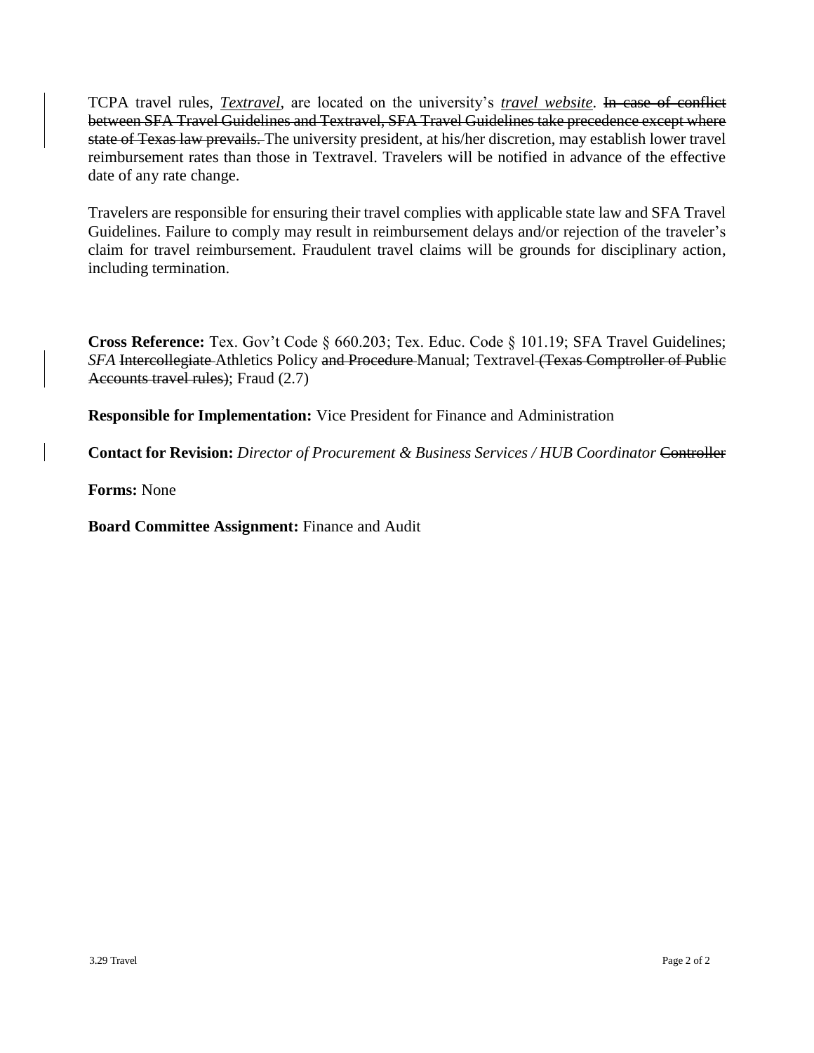TCPA travel rules, ***Textravel***, are located on the university's ***travel website***. ~~In case of conflict between SFA Travel Guidelines and Textravel, SFA Travel Guidelines take precedence except where state of Texas law prevails.~~ The university president, at his/her discretion, may establish lower travel reimbursement rates than those in Textravel. Travelers will be notified in advance of the effective date of any rate change.

Travelers are responsible for ensuring their travel complies with applicable state law and SFA Travel Guidelines. Failure to comply may result in reimbursement delays and/or rejection of the traveler's claim for travel reimbursement. Fraudulent travel claims will be grounds for disciplinary action, including termination.

**Cross Reference:** Tex. Gov't Code § 660.203; Tex. Educ. Code § 101.19; SFA Travel Guidelines; *SFA* ~~Intercollegiate~~ Athletics Policy ~~and Procedure~~ Manual; Textravel ~~(Texas Comptroller of Public Accounts travel rules)~~; Fraud (2.7)

**Responsible for Implementation:** Vice President for Finance and Administration

**Contact for Revision:** *Director of Procurement & Business Services / HUB Coordinator* ~~Controller~~

**Forms:** None

**Board Committee Assignment:** Finance and Audit